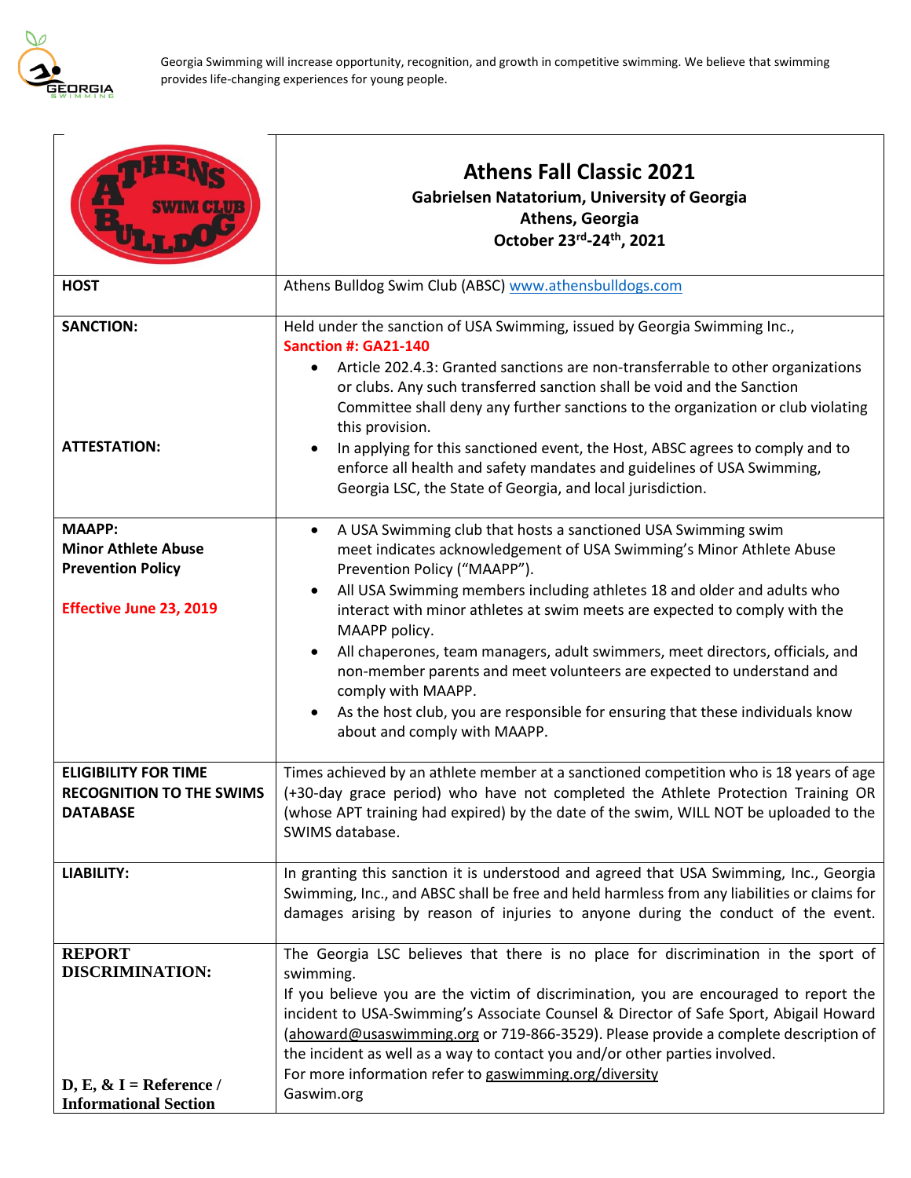Georgia Swimming will increase opportunity, recognition, and growth in competitive swimming. We believe that swimming provides life-changing experiences for young people.

| | **Athens Fall Classic 2021**<br>**Gabrielsen Natatorium, University of Georgia**<br>**Athens, Georgia**<br>**October 23rd-24th, 2021** |
|---|---|
| **HOST** | Athens Bulldog Swim Club (ABSC) www.athensbulldogs.com |
| **SANCTION:**<br><br>**ATTESTATION:** | Held under the sanction of USA Swimming, issued by Georgia Swimming Inc.,<br>**Sanction #: GA21-140**<br>• Article 202.4.3: Granted sanctions are non-transferrable to other organizations or clubs. Any such transferred sanction shall be void and the Sanction Committee shall deny any further sanctions to the organization or club violating this provision.<br>• In applying for this sanctioned event, the Host, ABSC agrees to comply and to enforce all health and safety mandates and guidelines of USA Swimming, Georgia LSC, the State of Georgia, and local jurisdiction. |
| **MAAPP:**<br>**Minor Athlete Abuse Prevention Policy**<br><br>**Effective June 23, 2019** | • A USA Swimming club that hosts a sanctioned USA Swimming swim meet indicates acknowledgement of USA Swimming's Minor Athlete Abuse Prevention Policy ("MAAPP").<br>• All USA Swimming members including athletes 18 and older and adults who interact with minor athletes at swim meets are expected to comply with the MAAPP policy.<br>• All chaperones, team managers, adult swimmers, meet directors, officials, and non-member parents and meet volunteers are expected to understand and comply with MAAPP.<br>• As the host club, you are responsible for ensuring that these individuals know about and comply with MAAPP. |
| **ELIGIBILITY FOR TIME RECOGNITION TO THE SWIMS DATABASE** | Times achieved by an athlete member at a sanctioned competition who is 18 years of age (+30-day grace period) who have not completed the Athlete Protection Training OR (whose APT training had expired) by the date of the swim, WILL NOT be uploaded to the SWIMS database. |
| **LIABILITY:** | In granting this sanction it is understood and agreed that USA Swimming, Inc., Georgia Swimming, Inc., and ABSC shall be free and held harmless from any liabilities or claims for damages arising by reason of injuries to anyone during the conduct of the event. |
| **REPORT DISCRIMINATION:**<br><br>**D, E, & I = Reference / Informational Section** | The Georgia LSC believes that there is no place for discrimination in the sport of swimming.<br>If you believe you are the victim of discrimination, you are encouraged to report the incident to USA-Swimming's Associate Counsel & Director of Safe Sport, Abigail Howard (ahoward@usaswimming.org or 719-866-3529). Please provide a complete description of the incident as well as a way to contact you and/or other parties involved.<br>For more information refer to gaswimming.org/diversity<br>Gaswim.org |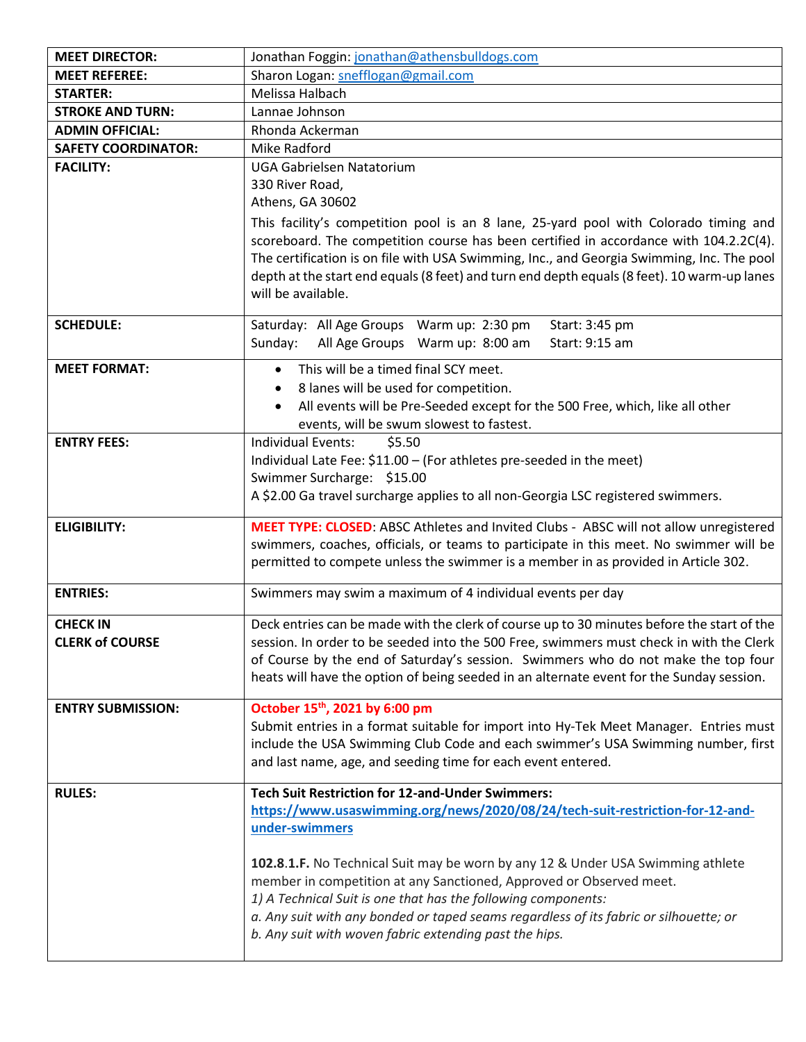| | |
|---|---|
| **MEET DIRECTOR:** | Jonathan Foggin: jonathan@athensbulldogs.com |
| **MEET REFEREE:** | Sharon Logan: snefflogan@gmail.com |
| **STARTER:** | Melissa Halbach |
| **STROKE AND TURN:** | Lannae Johnson |
| **ADMIN OFFICIAL:** | Rhonda Ackerman |
| **SAFETY COORDINATOR:** | Mike Radford |
| **FACILITY:** | UGA Gabrielsen Natatorium<br>330 River Road,<br>Athens, GA 30602<br>This facility's competition pool is an 8 lane, 25-yard pool with Colorado timing and scoreboard. The competition course has been certified in accordance with 104.2.2C(4). The certification is on file with USA Swimming, Inc., and Georgia Swimming, Inc. The pool depth at the start end equals (8 feet) and turn end depth equals (8 feet). 10 warm-up lanes will be available. |
| **SCHEDULE:** | Saturday: All Age Groups Warm up: 2:30 pm Start: 3:45 pm<br>Sunday: All Age Groups Warm up: 8:00 am Start: 9:15 am |
| **MEET FORMAT:** | • This will be a timed final SCY meet.<br>• 8 lanes will be used for competition.<br>• All events will be Pre-Seeded except for the 500 Free, which, like all other events, will be swum slowest to fastest. |
| **ENTRY FEES:** | Individual Events: $5.50<br>Individual Late Fee: $11.00 – (For athletes pre-seeded in the meet)<br>Swimmer Surcharge: $15.00<br>A $2.00 Ga travel surcharge applies to all non-Georgia LSC registered swimmers. |
| **ELIGIBILITY:** | **MEET TYPE: CLOSED**: ABSC Athletes and Invited Clubs - ABSC will not allow unregistered swimmers, coaches, officials, or teams to participate in this meet. No swimmer will be permitted to compete unless the swimmer is a member in as provided in Article 302. |
| **ENTRIES:** | Swimmers may swim a maximum of 4 individual events per day |
| **CHECK IN<br>CLERK of COURSE** | Deck entries can be made with the clerk of course up to 30 minutes before the start of the session. In order to be seeded into the 500 Free, swimmers must check in with the Clerk of Course by the end of Saturday's session. Swimmers who do not make the top four heats will have the option of being seeded in an alternate event for the Sunday session. |
| **ENTRY SUBMISSION:** | **October 15th, 2021 by 6:00 pm**<br>Submit entries in a format suitable for import into Hy-Tek Meet Manager. Entries must include the USA Swimming Club Code and each swimmer's USA Swimming number, first and last name, age, and seeding time for each event entered. |
| **RULES:** | **Tech Suit Restriction for 12-and-Under Swimmers:**<br>**https://www.usaswimming.org/news/2020/08/24/tech-suit-restriction-for-12-and-under-swimmers**<br><br>**102.8.1.F.** No Technical Suit may be worn by any 12 & Under USA Swimming athlete member in competition at any Sanctioned, Approved or Observed meet.<br>*1) A Technical Suit is one that has the following components:*<br>*a. Any suit with any bonded or taped seams regardless of its fabric or silhouette; or*<br>*b. Any suit with woven fabric extending past the hips.* |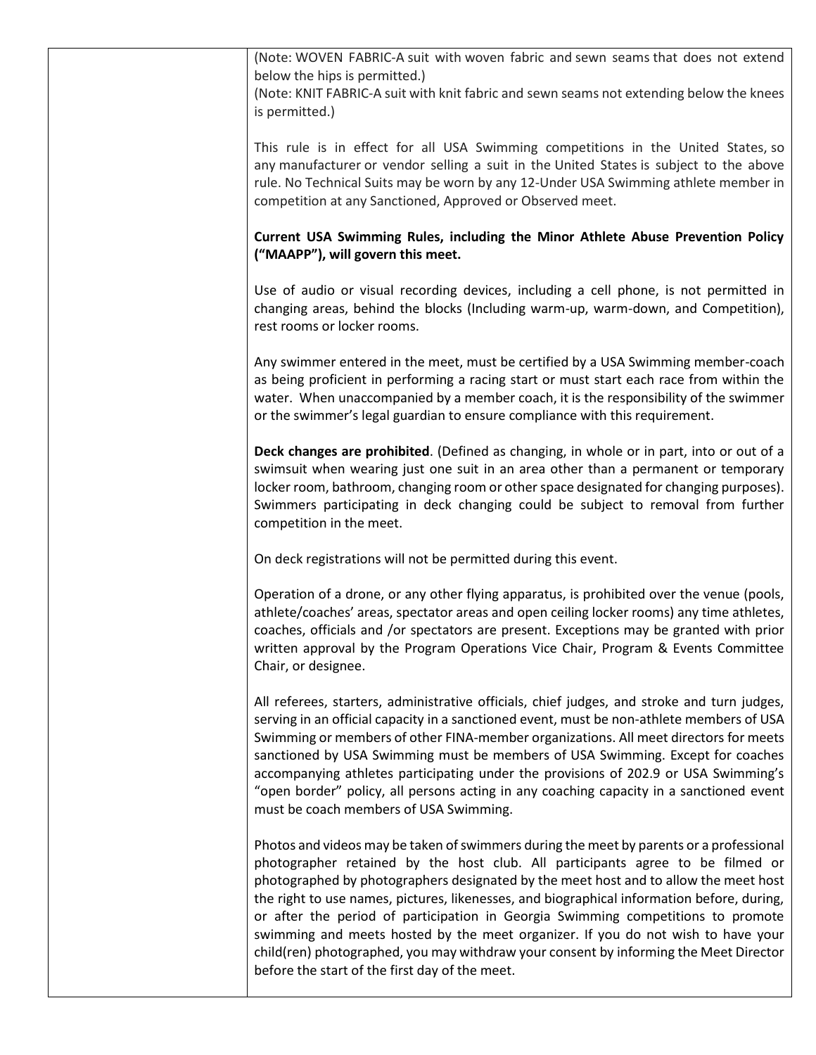| | |
|---|---|
| | (Note: WOVEN FABRIC-A suit with woven fabric and sewn seams that does not extend below the hips is permitted.)<br>(Note: KNIT FABRIC-A suit with knit fabric and sewn seams not extending below the knees is permitted.)<br><br>This rule is in effect for all USA Swimming competitions in the United States, so any manufacturer or vendor selling a suit in the United States is subject to the above rule. No Technical Suits may be worn by any 12-Under USA Swimming athlete member in competition at any Sanctioned, Approved or Observed meet.<br><br>**Current USA Swimming Rules, including the Minor Athlete Abuse Prevention Policy ("MAAPP"), will govern this meet.**<br><br>Use of audio or visual recording devices, including a cell phone, is not permitted in changing areas, behind the blocks (Including warm-up, warm-down, and Competition), rest rooms or locker rooms.<br><br>Any swimmer entered in the meet, must be certified by a USA Swimming member-coach as being proficient in performing a racing start or must start each race from within the water. When unaccompanied by a member coach, it is the responsibility of the swimmer or the swimmer's legal guardian to ensure compliance with this requirement.<br><br>**Deck changes are prohibited**. (Defined as changing, in whole or in part, into or out of a swimsuit when wearing just one suit in an area other than a permanent or temporary locker room, bathroom, changing room or other space designated for changing purposes). Swimmers participating in deck changing could be subject to removal from further competition in the meet.<br><br>On deck registrations will not be permitted during this event.<br><br>Operation of a drone, or any other flying apparatus, is prohibited over the venue (pools, athlete/coaches' areas, spectator areas and open ceiling locker rooms) any time athletes, coaches, officials and /or spectators are present. Exceptions may be granted with prior written approval by the Program Operations Vice Chair, Program & Events Committee Chair, or designee.<br><br>All referees, starters, administrative officials, chief judges, and stroke and turn judges, serving in an official capacity in a sanctioned event, must be non-athlete members of USA Swimming or members of other FINA-member organizations. All meet directors for meets sanctioned by USA Swimming must be members of USA Swimming. Except for coaches accompanying athletes participating under the provisions of 202.9 or USA Swimming's "open border" policy, all persons acting in any coaching capacity in a sanctioned event must be coach members of USA Swimming.<br><br>Photos and videos may be taken of swimmers during the meet by parents or a professional photographer retained by the host club. All participants agree to be filmed or photographed by photographers designated by the meet host and to allow the meet host the right to use names, pictures, likenesses, and biographical information before, during, or after the period of participation in Georgia Swimming competitions to promote swimming and meets hosted by the meet organizer. If you do not wish to have your child(ren) photographed, you may withdraw your consent by informing the Meet Director before the start of the first day of the meet. |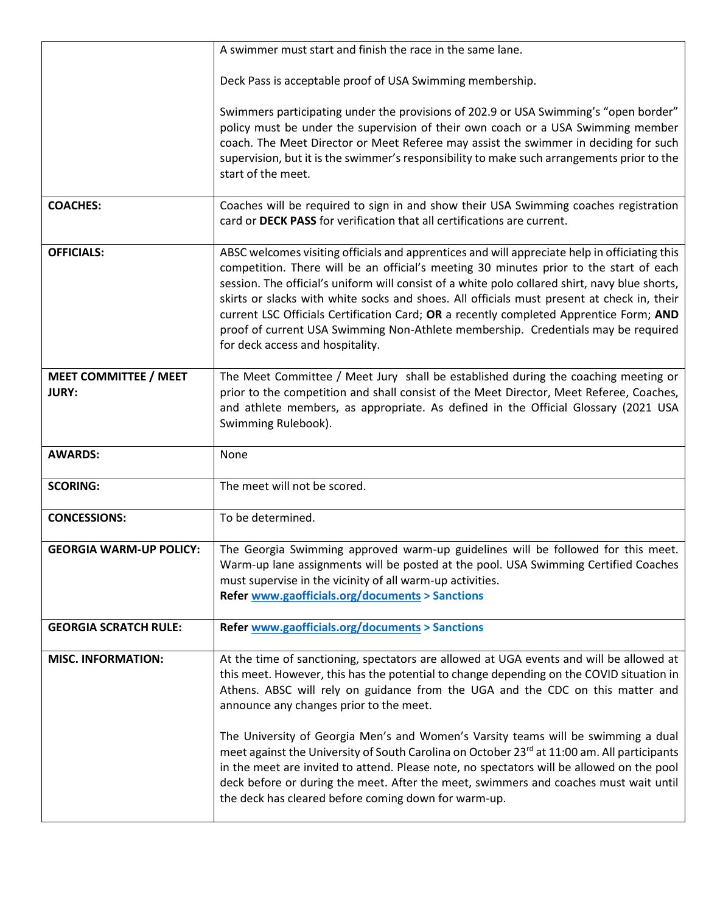| | |
|---|---|
| | A swimmer must start and finish the race in the same lane.<br><br>Deck Pass is acceptable proof of USA Swimming membership.<br><br>Swimmers participating under the provisions of 202.9 or USA Swimming's "open border" policy must be under the supervision of their own coach or a USA Swimming member coach. The Meet Director or Meet Referee may assist the swimmer in deciding for such supervision, but it is the swimmer's responsibility to make such arrangements prior to the start of the meet. |
| **COACHES:** | Coaches will be required to sign in and show their USA Swimming coaches registration card or **DECK PASS** for verification that all certifications are current. |
| **OFFICIALS:** | ABSC welcomes visiting officials and apprentices and will appreciate help in officiating this competition. There will be an official's meeting 30 minutes prior to the start of each session. The official's uniform will consist of a white polo collared shirt, navy blue shorts, skirts or slacks with white socks and shoes. All officials must present at check in, their current LSC Officials Certification Card; **OR** a recently completed Apprentice Form; **AND** proof of current USA Swimming Non-Athlete membership. Credentials may be required for deck access and hospitality. |
| **MEET COMMITTEE / MEET JURY:** | The Meet Committee / Meet Jury shall be established during the coaching meeting or prior to the competition and shall consist of the Meet Director, Meet Referee, Coaches, and athlete members, as appropriate. As defined in the Official Glossary (2021 USA Swimming Rulebook). |
| **AWARDS:** | None |
| **SCORING:** | The meet will not be scored. |
| **CONCESSIONS:** | To be determined. |
| **GEORGIA WARM-UP POLICY:** | The Georgia Swimming approved warm-up guidelines will be followed for this meet. Warm-up lane assignments will be posted at the pool. USA Swimming Certified Coaches must supervise in the vicinity of all warm-up activities.<br>**Refer [www.gaofficials.org/documents](www.gaofficials.org/documents) > Sanctions** |
| **GEORGIA SCRATCH RULE:** | **Refer [www.gaofficials.org/documents](www.gaofficials.org/documents) > Sanctions** |
| **MISC. INFORMATION:** | At the time of sanctioning, spectators are allowed at UGA events and will be allowed at this meet. However, this has the potential to change depending on the COVID situation in Athens. ABSC will rely on guidance from the UGA and the CDC on this matter and announce any changes prior to the meet.<br><br>The University of Georgia Men's and Women's Varsity teams will be swimming a dual meet against the University of South Carolina on October 23rd at 11:00 am. All participants in the meet are invited to attend. Please note, no spectators will be allowed on the pool deck before or during the meet. After the meet, swimmers and coaches must wait until the deck has cleared before coming down for warm-up. |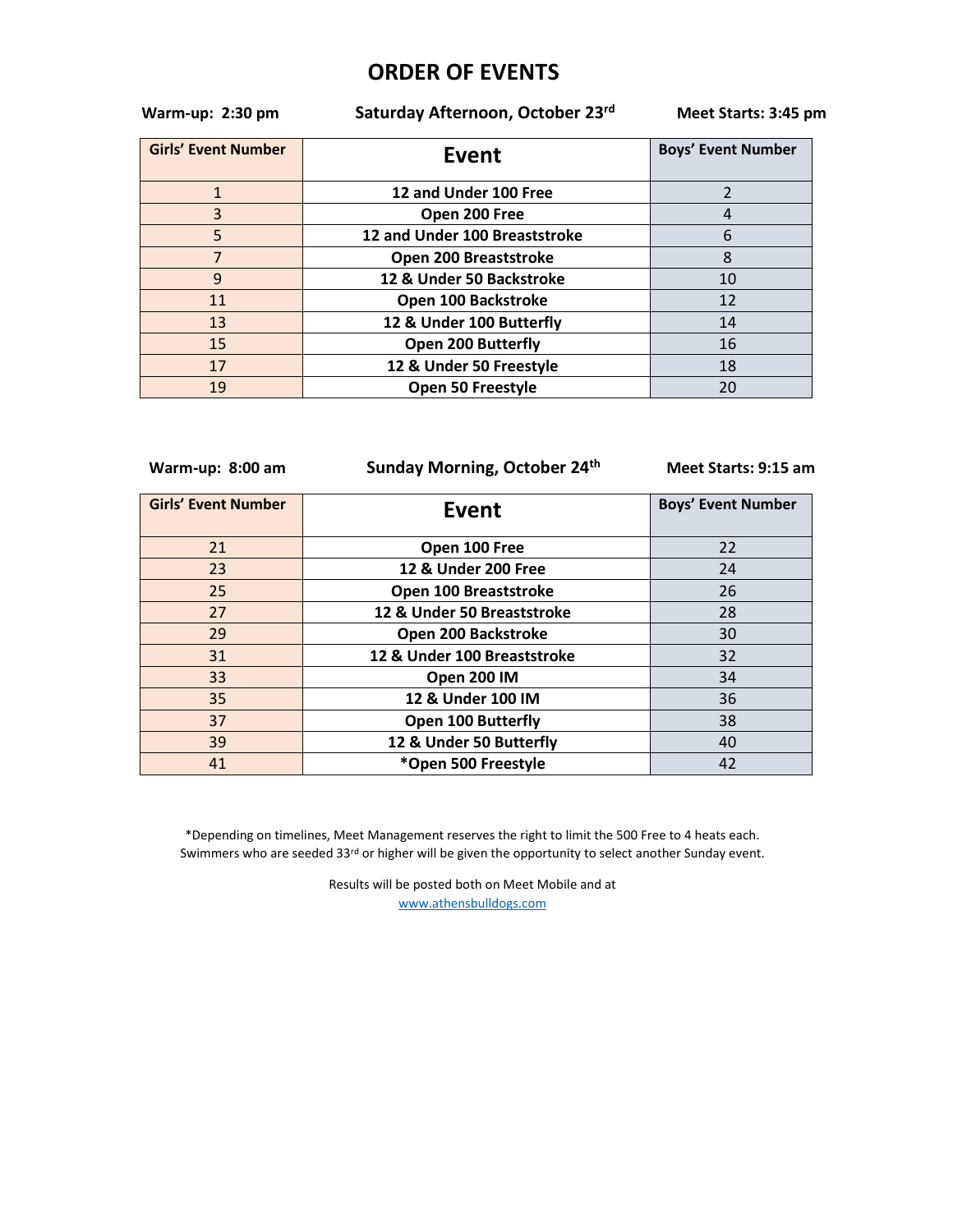# ORDER OF EVENTS

**Warm-up: 2:30 pm** | **Saturday Afternoon, October 23rd** | **Meet Starts: 3:45 pm**

| Girls' Event Number | Event | Boys' Event Number |
|---|---|---|
| 1 | 12 and Under 100 Free | 2 |
| 3 | Open 200 Free | 4 |
| 5 | 12 and Under 100 Breaststroke | 6 |
| 7 | Open 200 Breaststroke | 8 |
| 9 | 12 & Under 50 Backstroke | 10 |
| 11 | Open 100 Backstroke | 12 |
| 13 | 12 & Under 100 Butterfly | 14 |
| 15 | Open 200 Butterfly | 16 |
| 17 | 12 & Under 50 Freestyle | 18 |
| 19 | Open 50 Freestyle | 20 |

**Warm-up: 8:00 am** | **Sunday Morning, October 24th** | **Meet Starts: 9:15 am**

| Girls' Event Number | Event | Boys' Event Number |
|---|---|---|
| 21 | Open 100 Free | 22 |
| 23 | 12 & Under 200 Free | 24 |
| 25 | Open 100 Breaststroke | 26 |
| 27 | 12 & Under 50 Breaststroke | 28 |
| 29 | Open 200 Backstroke | 30 |
| 31 | 12 & Under 100 Breaststroke | 32 |
| 33 | Open 200 IM | 34 |
| 35 | 12 & Under 100 IM | 36 |
| 37 | Open 100 Butterfly | 38 |
| 39 | 12 & Under 50 Butterfly | 40 |
| 41 | *Open 500 Freestyle | 42 |

*Depending on timelines, Meet Management reserves the right to limit the 500 Free to 4 heats each. Swimmers who are seeded 33rd or higher will be given the opportunity to select another Sunday event.

Results will be posted both on Meet Mobile and at
www.athensbulldogs.com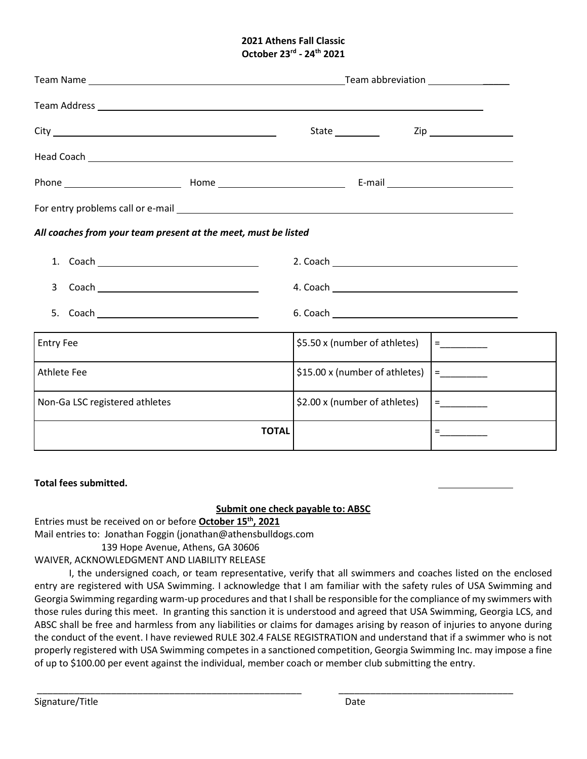**2021 Athens Fall Classic**
**October 23rd - 24th 2021**

Team Name ______________________________________________ Team abbreviation ______________

Team Address ______________________________________________________________________

City ______________________________________ State __________ Zip ________________

Head Coach ________________________________________________________________________

Phone ____________________ Home ______________________ E-mail ______________________

For entry problems call or e-mail __________________________________________________________

***All coaches from your team present at the meet, must be listed***

1. Coach ____________________________ 2. Coach ____________________________

3 Coach ____________________________ 4. Coach ____________________________

5. Coach ____________________________ 6. Coach ____________________________

| | | |
|---|---|---|
| Entry Fee | \$5.50 x (number of athletes) | =_________ |
| Athlete Fee | \$15.00 x (number of athletes) | =_________ |
| Non-Ga LSC registered athletes | \$2.00 x (number of athletes) | =_________ |
| **TOTAL** | | =_________ |

**Total fees submitted.** ______________

**Submit one check payable to: ABSC**

Entries must be received on or before **October 15th, 2021**

Mail entries to: Jonathan Foggin (jonathan@athensbulldogs.com
139 Hope Avenue, Athens, GA 30606

WAIVER, ACKNOWLEDGMENT AND LIABILITY RELEASE

I, the undersigned coach, or team representative, verify that all swimmers and coaches listed on the enclosed entry are registered with USA Swimming. I acknowledge that I am familiar with the safety rules of USA Swimming and Georgia Swimming regarding warm-up procedures and that I shall be responsible for the compliance of my swimmers with those rules during this meet. In granting this sanction it is understood and agreed that USA Swimming, Georgia LCS, and ABSC shall be free and harmless from any liabilities or claims for damages arising by reason of injuries to anyone during the conduct of the event. I have reviewed RULE 302.4 FALSE REGISTRATION and understand that if a swimmer who is not properly registered with USA Swimming competes in a sanctioned competition, Georgia Swimming Inc. may impose a fine of up to \$100.00 per event against the individual, member coach or member club submitting the entry.

______________________________________________ ______________________________

Signature/Title Date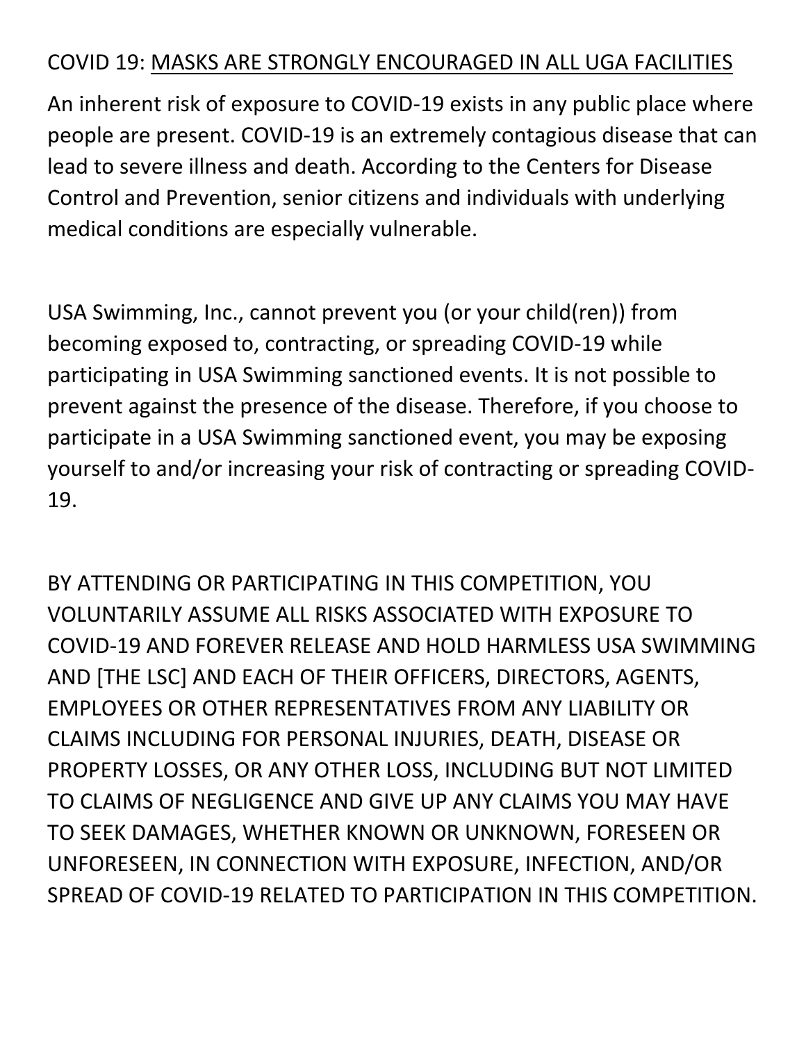COVID 19: <u>MASKS ARE STRONGLY ENCOURAGED IN ALL UGA FACILITIES</u>

An inherent risk of exposure to COVID-19 exists in any public place where people are present. COVID-19 is an extremely contagious disease that can lead to severe illness and death. According to the Centers for Disease Control and Prevention, senior citizens and individuals with underlying medical conditions are especially vulnerable.

USA Swimming, Inc., cannot prevent you (or your child(ren)) from becoming exposed to, contracting, or spreading COVID-19 while participating in USA Swimming sanctioned events. It is not possible to prevent against the presence of the disease. Therefore, if you choose to participate in a USA Swimming sanctioned event, you may be exposing yourself to and/or increasing your risk of contracting or spreading COVID-19.

BY ATTENDING OR PARTICIPATING IN THIS COMPETITION, YOU VOLUNTARILY ASSUME ALL RISKS ASSOCIATED WITH EXPOSURE TO COVID-19 AND FOREVER RELEASE AND HOLD HARMLESS USA SWIMMING AND [THE LSC] AND EACH OF THEIR OFFICERS, DIRECTORS, AGENTS, EMPLOYEES OR OTHER REPRESENTATIVES FROM ANY LIABILITY OR CLAIMS INCLUDING FOR PERSONAL INJURIES, DEATH, DISEASE OR PROPERTY LOSSES, OR ANY OTHER LOSS, INCLUDING BUT NOT LIMITED TO CLAIMS OF NEGLIGENCE AND GIVE UP ANY CLAIMS YOU MAY HAVE TO SEEK DAMAGES, WHETHER KNOWN OR UNKNOWN, FORESEEN OR UNFORESEEN, IN CONNECTION WITH EXPOSURE, INFECTION, AND/OR SPREAD OF COVID-19 RELATED TO PARTICIPATION IN THIS COMPETITION.